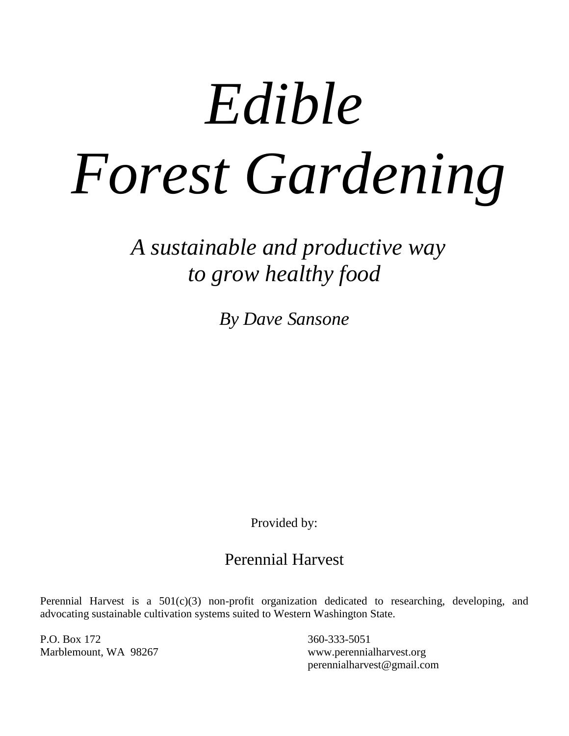# *Edible Forest Gardening*

## *A sustainable and productive way to grow healthy food*

*By Dave Sansone*

Provided by:

Perennial Harvest

Perennial Harvest is a 501(c)(3) non-profit organization dedicated to researching, developing, and advocating sustainable cultivation systems suited to Western Washington State.

P.O. Box 172
Marblemount, WA 98267

360-333-5051
www.perennialharvest.org
perennialharvest@gmail.com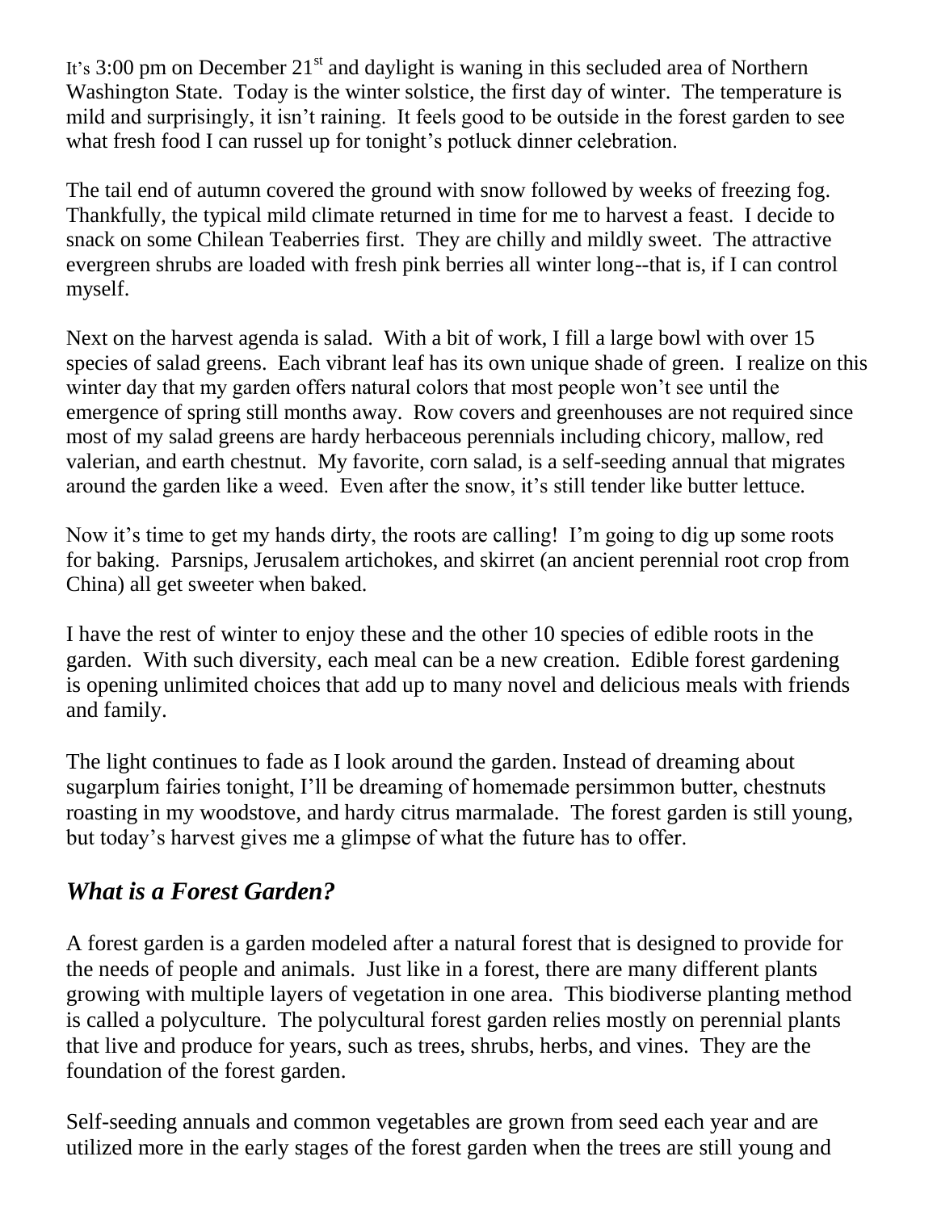It's 3:00 pm on December 21st and daylight is waning in this secluded area of Northern Washington State. Today is the winter solstice, the first day of winter. The temperature is mild and surprisingly, it isn't raining. It feels good to be outside in the forest garden to see what fresh food I can russel up for tonight's potluck dinner celebration.

The tail end of autumn covered the ground with snow followed by weeks of freezing fog. Thankfully, the typical mild climate returned in time for me to harvest a feast. I decide to snack on some Chilean Teaberries first. They are chilly and mildly sweet. The attractive evergreen shrubs are loaded with fresh pink berries all winter long--that is, if I can control myself.

Next on the harvest agenda is salad. With a bit of work, I fill a large bowl with over 15 species of salad greens. Each vibrant leaf has its own unique shade of green. I realize on this winter day that my garden offers natural colors that most people won't see until the emergence of spring still months away. Row covers and greenhouses are not required since most of my salad greens are hardy herbaceous perennials including chicory, mallow, red valerian, and earth chestnut. My favorite, corn salad, is a self-seeding annual that migrates around the garden like a weed. Even after the snow, it's still tender like butter lettuce.

Now it's time to get my hands dirty, the roots are calling! I'm going to dig up some roots for baking. Parsnips, Jerusalem artichokes, and skirret (an ancient perennial root crop from China) all get sweeter when baked.

I have the rest of winter to enjoy these and the other 10 species of edible roots in the garden. With such diversity, each meal can be a new creation. Edible forest gardening is opening unlimited choices that add up to many novel and delicious meals with friends and family.

The light continues to fade as I look around the garden. Instead of dreaming about sugarplum fairies tonight, I'll be dreaming of homemade persimmon butter, chestnuts roasting in my woodstove, and hardy citrus marmalade. The forest garden is still young, but today's harvest gives me a glimpse of what the future has to offer.

## *What is a Forest Garden?*

A forest garden is a garden modeled after a natural forest that is designed to provide for the needs of people and animals. Just like in a forest, there are many different plants growing with multiple layers of vegetation in one area. This biodiverse planting method is called a polyculture. The polycultural forest garden relies mostly on perennial plants that live and produce for years, such as trees, shrubs, herbs, and vines. They are the foundation of the forest garden.

Self-seeding annuals and common vegetables are grown from seed each year and are utilized more in the early stages of the forest garden when the trees are still young and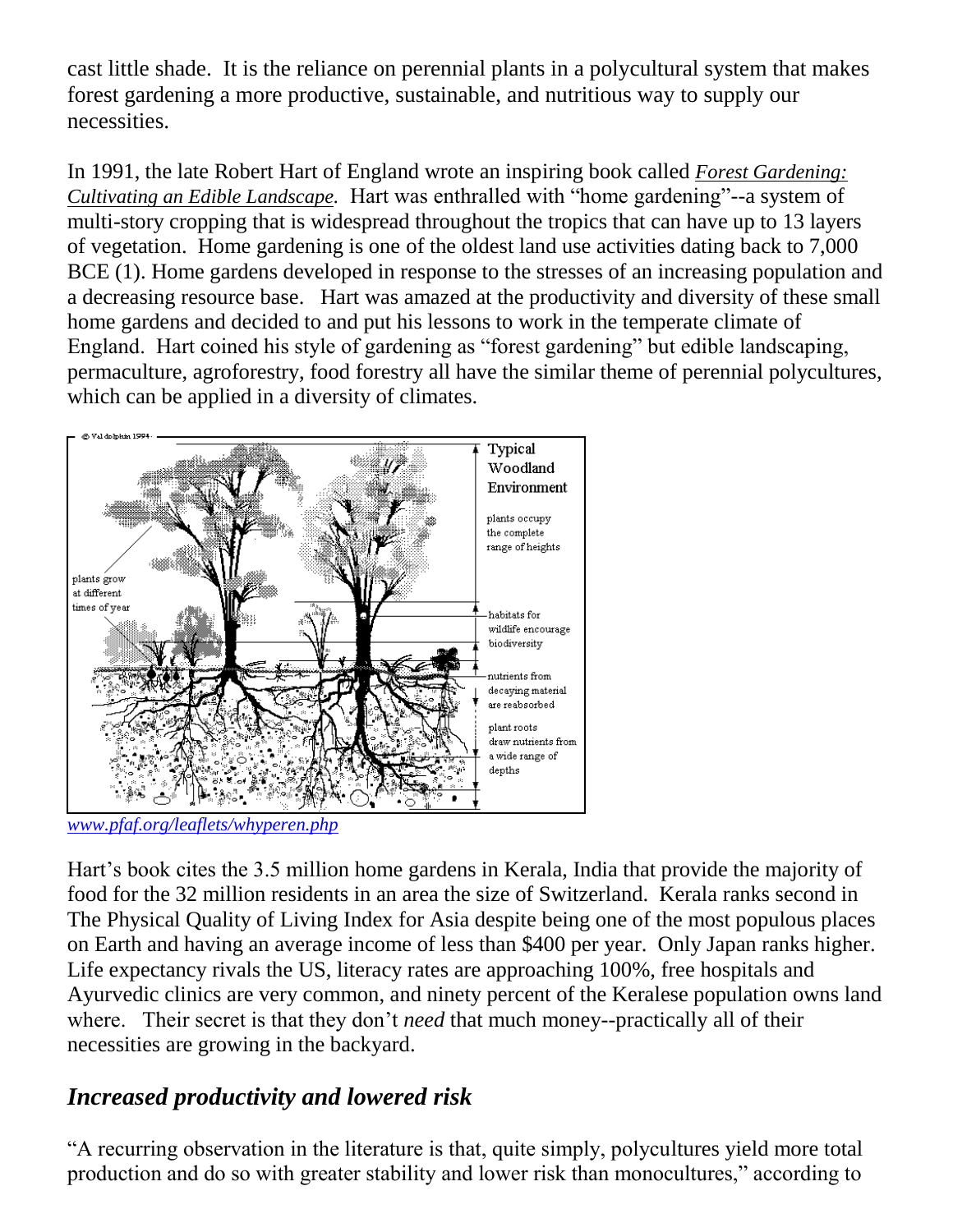cast little shade. It is the reliance on perennial plants in a polycultural system that makes forest gardening a more productive, sustainable, and nutritious way to supply our necessities.

In 1991, the late Robert Hart of England wrote an inspiring book called *Forest Gardening: Cultivating an Edible Landscape.* Hart was enthralled with "home gardening"--a system of multi-story cropping that is widespread throughout the tropics that can have up to 13 layers of vegetation. Home gardening is one of the oldest land use activities dating back to 7,000 BCE (1). Home gardens developed in response to the stresses of an increasing population and a decreasing resource base. Hart was amazed at the productivity and diversity of these small home gardens and decided to and put his lessons to work in the temperate climate of England. Hart coined his style of gardening as "forest gardening" but edible landscaping, permaculture, agroforestry, food forestry all have the similar theme of perennial polycultures, which can be applied in a diversity of climates.

*www.pfaf.org/leaflets/whyperen.php*

Hart's book cites the 3.5 million home gardens in Kerala, India that provide the majority of food for the 32 million residents in an area the size of Switzerland. Kerala ranks second in The Physical Quality of Living Index for Asia despite being one of the most populous places on Earth and having an average income of less than $400 per year. Only Japan ranks higher. Life expectancy rivals the US, literacy rates are approaching 100%, free hospitals and Ayurvedic clinics are very common, and ninety percent of the Keralese population owns land where. Their secret is that they don't *need* that much money--practically all of their necessities are growing in the backyard.

## *Increased productivity and lowered risk*

"A recurring observation in the literature is that, quite simply, polycultures yield more total production and do so with greater stability and lower risk than monocultures," according to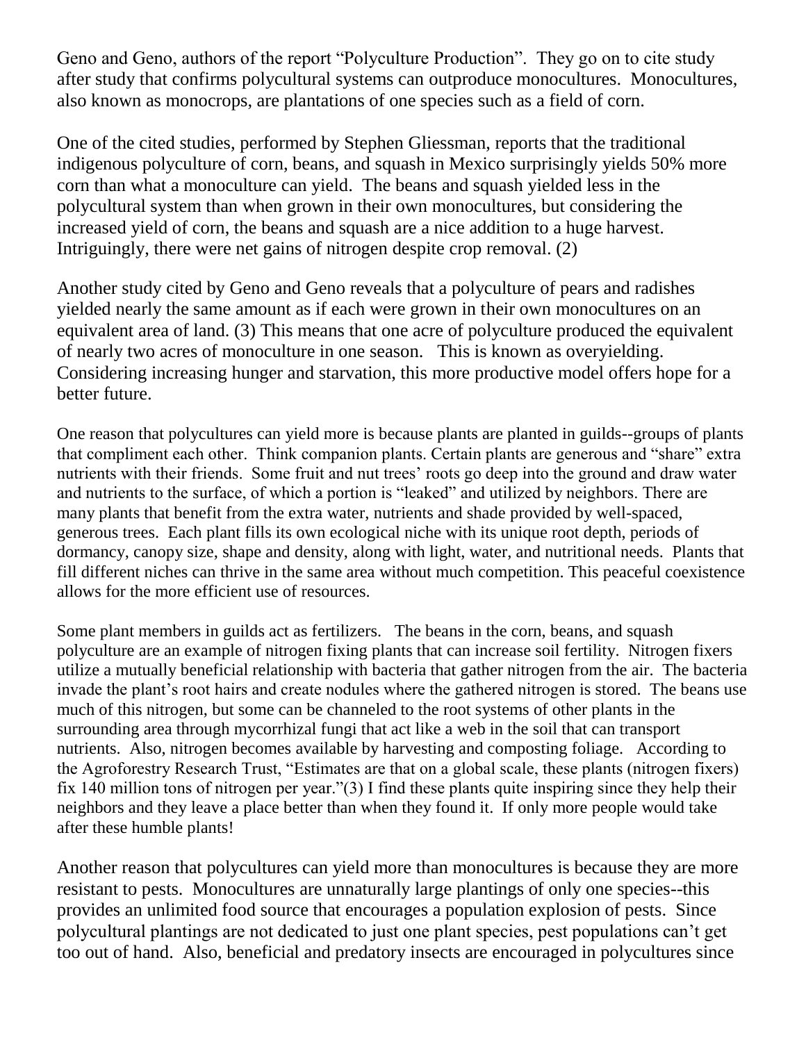Geno and Geno, authors of the report "Polyculture Production". They go on to cite study after study that confirms polycultural systems can outproduce monocultures. Monocultures, also known as monocrops, are plantations of one species such as a field of corn.

One of the cited studies, performed by Stephen Gliessman, reports that the traditional indigenous polyculture of corn, beans, and squash in Mexico surprisingly yields 50% more corn than what a monoculture can yield. The beans and squash yielded less in the polycultural system than when grown in their own monocultures, but considering the increased yield of corn, the beans and squash are a nice addition to a huge harvest. Intriguingly, there were net gains of nitrogen despite crop removal. (2)

Another study cited by Geno and Geno reveals that a polyculture of pears and radishes yielded nearly the same amount as if each were grown in their own monocultures on an equivalent area of land. (3) This means that one acre of polyculture produced the equivalent of nearly two acres of monoculture in one season. This is known as overyielding. Considering increasing hunger and starvation, this more productive model offers hope for a better future.

One reason that polycultures can yield more is because plants are planted in guilds--groups of plants that compliment each other. Think companion plants. Certain plants are generous and "share" extra nutrients with their friends. Some fruit and nut trees' roots go deep into the ground and draw water and nutrients to the surface, of which a portion is "leaked" and utilized by neighbors. There are many plants that benefit from the extra water, nutrients and shade provided by well-spaced, generous trees. Each plant fills its own ecological niche with its unique root depth, periods of dormancy, canopy size, shape and density, along with light, water, and nutritional needs. Plants that fill different niches can thrive in the same area without much competition. This peaceful coexistence allows for the more efficient use of resources.

Some plant members in guilds act as fertilizers. The beans in the corn, beans, and squash polyculture are an example of nitrogen fixing plants that can increase soil fertility. Nitrogen fixers utilize a mutually beneficial relationship with bacteria that gather nitrogen from the air. The bacteria invade the plant's root hairs and create nodules where the gathered nitrogen is stored. The beans use much of this nitrogen, but some can be channeled to the root systems of other plants in the surrounding area through mycorrhizal fungi that act like a web in the soil that can transport nutrients. Also, nitrogen becomes available by harvesting and composting foliage. According to the Agroforestry Research Trust, "Estimates are that on a global scale, these plants (nitrogen fixers) fix 140 million tons of nitrogen per year."(3) I find these plants quite inspiring since they help their neighbors and they leave a place better than when they found it. If only more people would take after these humble plants!

Another reason that polycultures can yield more than monocultures is because they are more resistant to pests. Monocultures are unnaturally large plantings of only one species--this provides an unlimited food source that encourages a population explosion of pests. Since polycultural plantings are not dedicated to just one plant species, pest populations can't get too out of hand. Also, beneficial and predatory insects are encouraged in polycultures since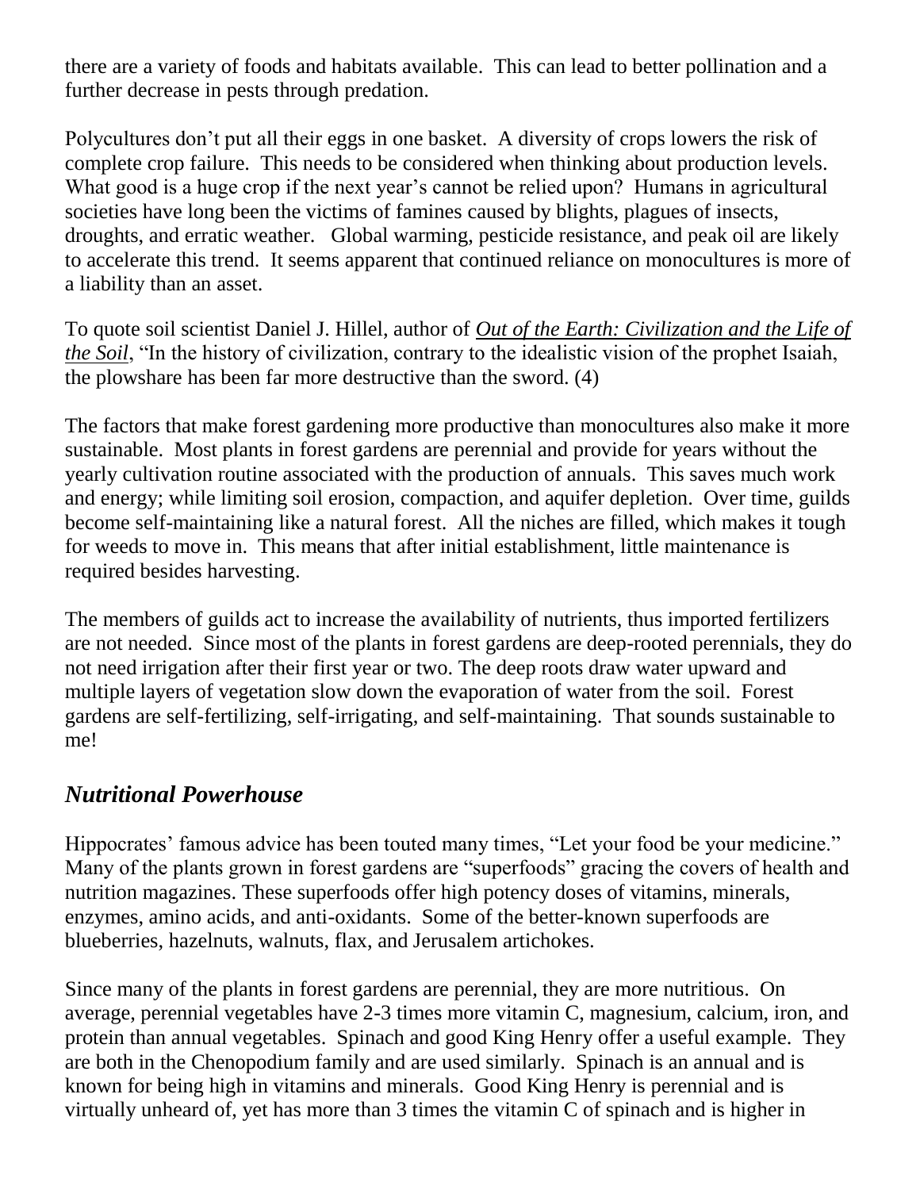there are a variety of foods and habitats available. This can lead to better pollination and a further decrease in pests through predation.

Polycultures don't put all their eggs in one basket. A diversity of crops lowers the risk of complete crop failure. This needs to be considered when thinking about production levels. What good is a huge crop if the next year's cannot be relied upon? Humans in agricultural societies have long been the victims of famines caused by blights, plagues of insects, droughts, and erratic weather. Global warming, pesticide resistance, and peak oil are likely to accelerate this trend. It seems apparent that continued reliance on monocultures is more of a liability than an asset.

To quote soil scientist Daniel J. Hillel, author of *Out of the Earth: Civilization and the Life of the Soil*, "In the history of civilization, contrary to the idealistic vision of the prophet Isaiah, the plowshare has been far more destructive than the sword. (4)

The factors that make forest gardening more productive than monocultures also make it more sustainable. Most plants in forest gardens are perennial and provide for years without the yearly cultivation routine associated with the production of annuals. This saves much work and energy; while limiting soil erosion, compaction, and aquifer depletion. Over time, guilds become self-maintaining like a natural forest. All the niches are filled, which makes it tough for weeds to move in. This means that after initial establishment, little maintenance is required besides harvesting.

The members of guilds act to increase the availability of nutrients, thus imported fertilizers are not needed. Since most of the plants in forest gardens are deep-rooted perennials, they do not need irrigation after their first year or two. The deep roots draw water upward and multiple layers of vegetation slow down the evaporation of water from the soil. Forest gardens are self-fertilizing, self-irrigating, and self-maintaining. That sounds sustainable to me!

## *Nutritional Powerhouse*

Hippocrates' famous advice has been touted many times, "Let your food be your medicine." Many of the plants grown in forest gardens are "superfoods" gracing the covers of health and nutrition magazines. These superfoods offer high potency doses of vitamins, minerals, enzymes, amino acids, and anti-oxidants. Some of the better-known superfoods are blueberries, hazelnuts, walnuts, flax, and Jerusalem artichokes.

Since many of the plants in forest gardens are perennial, they are more nutritious. On average, perennial vegetables have 2-3 times more vitamin C, magnesium, calcium, iron, and protein than annual vegetables. Spinach and good King Henry offer a useful example. They are both in the Chenopodium family and are used similarly. Spinach is an annual and is known for being high in vitamins and minerals. Good King Henry is perennial and is virtually unheard of, yet has more than 3 times the vitamin C of spinach and is higher in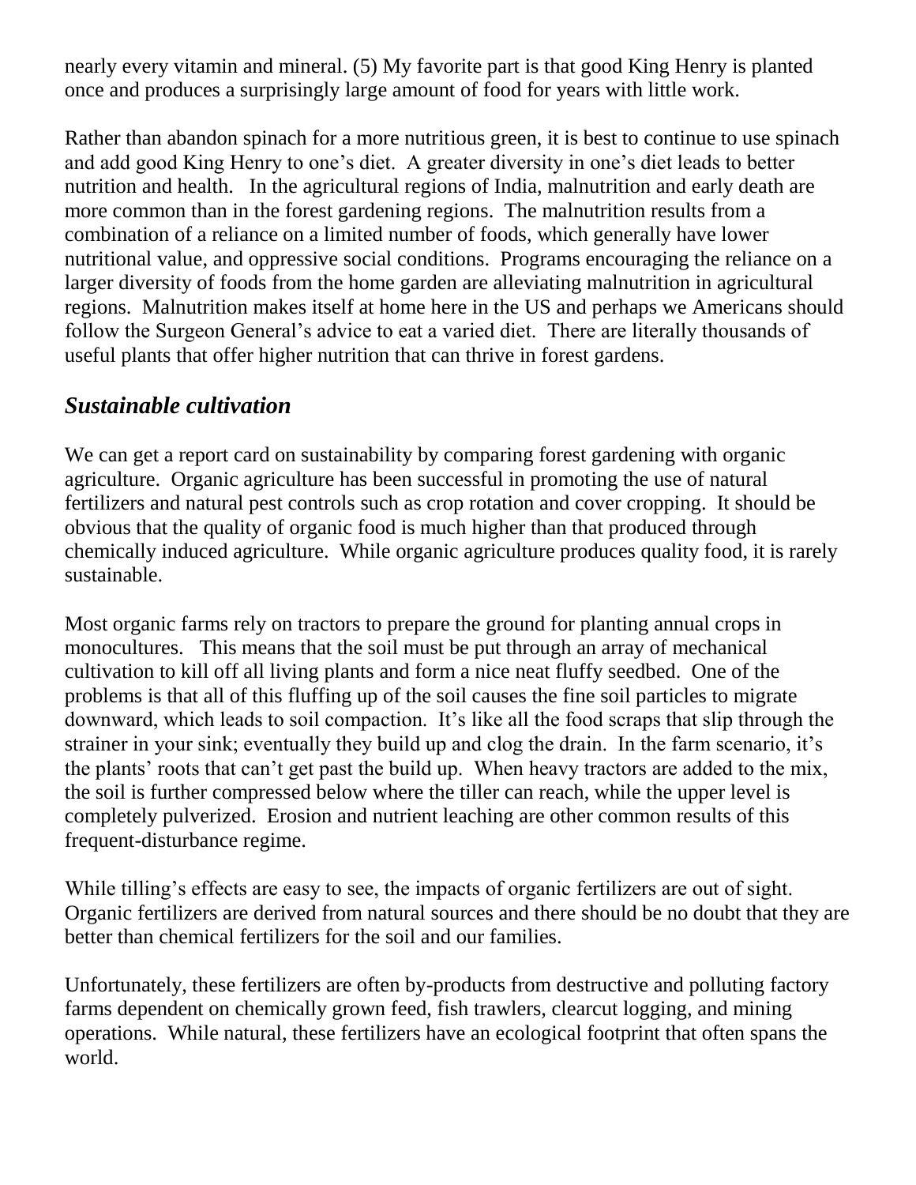nearly every vitamin and mineral. (5) My favorite part is that good King Henry is planted once and produces a surprisingly large amount of food for years with little work.

Rather than abandon spinach for a more nutritious green, it is best to continue to use spinach and add good King Henry to one's diet. A greater diversity in one's diet leads to better nutrition and health. In the agricultural regions of India, malnutrition and early death are more common than in the forest gardening regions. The malnutrition results from a combination of a reliance on a limited number of foods, which generally have lower nutritional value, and oppressive social conditions. Programs encouraging the reliance on a larger diversity of foods from the home garden are alleviating malnutrition in agricultural regions. Malnutrition makes itself at home here in the US and perhaps we Americans should follow the Surgeon General's advice to eat a varied diet. There are literally thousands of useful plants that offer higher nutrition that can thrive in forest gardens.

## *Sustainable cultivation*

We can get a report card on sustainability by comparing forest gardening with organic agriculture. Organic agriculture has been successful in promoting the use of natural fertilizers and natural pest controls such as crop rotation and cover cropping. It should be obvious that the quality of organic food is much higher than that produced through chemically induced agriculture. While organic agriculture produces quality food, it is rarely sustainable.

Most organic farms rely on tractors to prepare the ground for planting annual crops in monocultures. This means that the soil must be put through an array of mechanical cultivation to kill off all living plants and form a nice neat fluffy seedbed. One of the problems is that all of this fluffing up of the soil causes the fine soil particles to migrate downward, which leads to soil compaction. It's like all the food scraps that slip through the strainer in your sink; eventually they build up and clog the drain. In the farm scenario, it's the plants' roots that can't get past the build up. When heavy tractors are added to the mix, the soil is further compressed below where the tiller can reach, while the upper level is completely pulverized. Erosion and nutrient leaching are other common results of this frequent-disturbance regime.

While tilling's effects are easy to see, the impacts of organic fertilizers are out of sight. Organic fertilizers are derived from natural sources and there should be no doubt that they are better than chemical fertilizers for the soil and our families.

Unfortunately, these fertilizers are often by-products from destructive and polluting factory farms dependent on chemically grown feed, fish trawlers, clearcut logging, and mining operations. While natural, these fertilizers have an ecological footprint that often spans the world.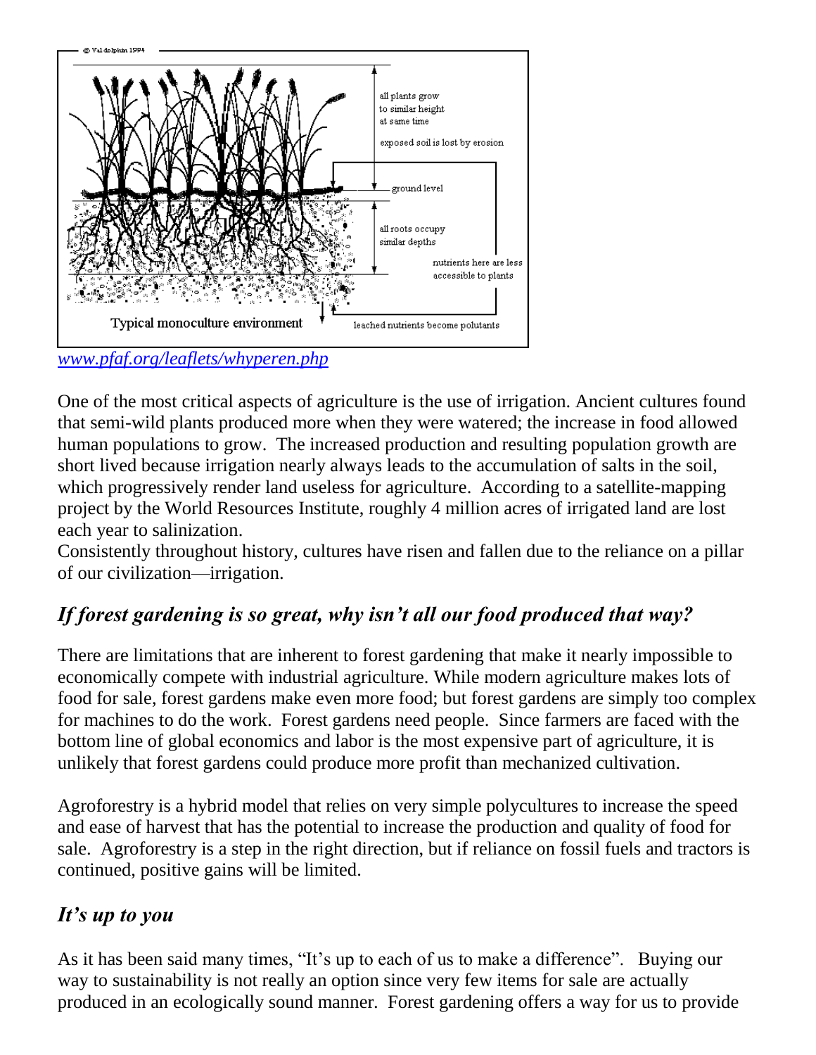[www.pfaf.org/leaflets/whyperen.php](www.pfaf.org/leaflets/whyperen.php)

One of the most critical aspects of agriculture is the use of irrigation. Ancient cultures found that semi-wild plants produced more when they were watered; the increase in food allowed human populations to grow. The increased production and resulting population growth are short lived because irrigation nearly always leads to the accumulation of salts in the soil, which progressively render land useless for agriculture. According to a satellite-mapping project by the World Resources Institute, roughly 4 million acres of irrigated land are lost each year to salinization.

Consistently throughout history, cultures have risen and fallen due to the reliance on a pillar of our civilization—irrigation.

## *If forest gardening is so great, why isn't all our food produced that way?*

There are limitations that are inherent to forest gardening that make it nearly impossible to economically compete with industrial agriculture. While modern agriculture makes lots of food for sale, forest gardens make even more food; but forest gardens are simply too complex for machines to do the work. Forest gardens need people. Since farmers are faced with the bottom line of global economics and labor is the most expensive part of agriculture, it is unlikely that forest gardens could produce more profit than mechanized cultivation.

Agroforestry is a hybrid model that relies on very simple polycultures to increase the speed and ease of harvest that has the potential to increase the production and quality of food for sale. Agroforestry is a step in the right direction, but if reliance on fossil fuels and tractors is continued, positive gains will be limited.

## *It's up to you*

As it has been said many times, "It's up to each of us to make a difference". Buying our way to sustainability is not really an option since very few items for sale are actually produced in an ecologically sound manner. Forest gardening offers a way for us to provide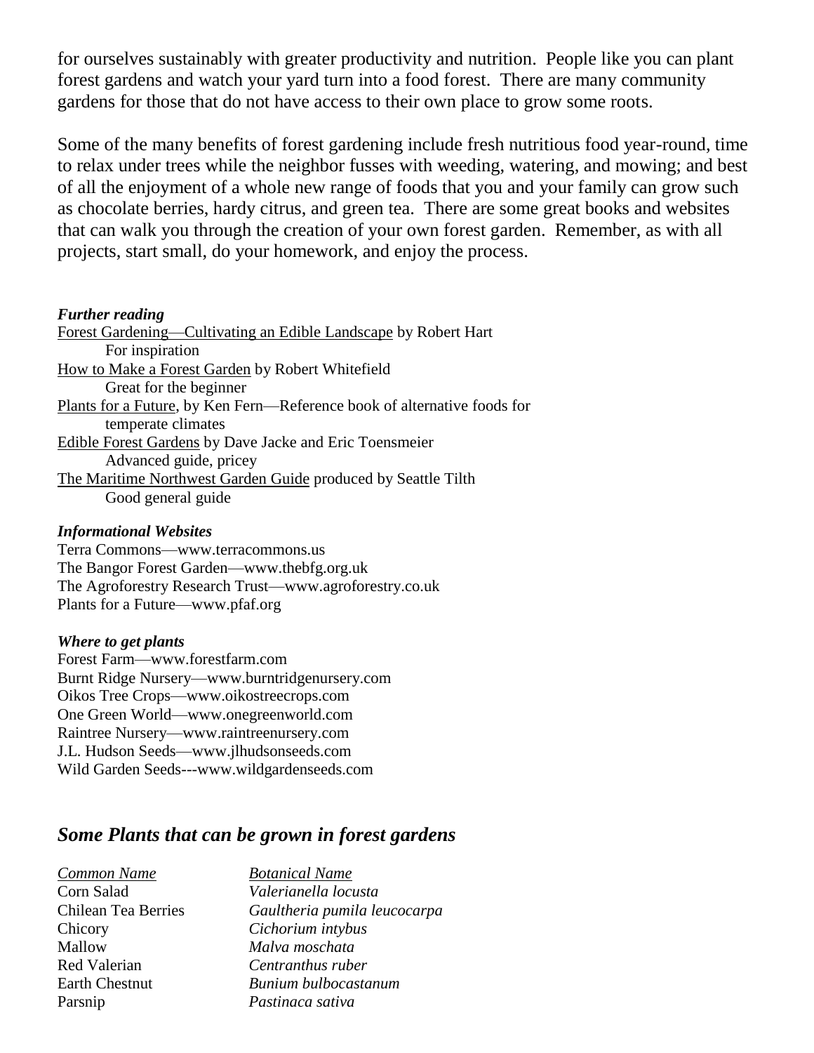for ourselves sustainably with greater productivity and nutrition. People like you can plant forest gardens and watch your yard turn into a food forest. There are many community gardens for those that do not have access to their own place to grow some roots.

Some of the many benefits of forest gardening include fresh nutritious food year-round, time to relax under trees while the neighbor fusses with weeding, watering, and mowing; and best of all the enjoyment of a whole new range of foods that you and your family can grow such as chocolate berries, hardy citrus, and green tea. There are some great books and websites that can walk you through the creation of your own forest garden. Remember, as with all projects, start small, do your homework, and enjoy the process.

***Further reading***

Forest Gardening—Cultivating an Edible Landscape by Robert Hart
    For inspiration
How to Make a Forest Garden by Robert Whitefield
    Great for the beginner
Plants for a Future, by Ken Fern—Reference book of alternative foods for temperate climates
Edible Forest Gardens by Dave Jacke and Eric Toensmeier
    Advanced guide, pricey
The Maritime Northwest Garden Guide produced by Seattle Tilth
    Good general guide

***Informational Websites***

Terra Commons—www.terracommons.us
The Bangor Forest Garden—www.thebfg.org.uk
The Agroforestry Research Trust—www.agroforestry.co.uk
Plants for a Future—www.pfaf.org

***Where to get plants***

Forest Farm—www.forestfarm.com
Burnt Ridge Nursery—www.burntridgenursery.com
Oikos Tree Crops—www.oikostreecrops.com
One Green World—www.onegreenworld.com
Raintree Nursery—www.raintreenursery.com
J.L. Hudson Seeds—www.jlhudsonseeds.com
Wild Garden Seeds---www.wildgardenseeds.com

## *Some Plants that can be grown in forest gardens*

| *Common Name* | *Botanical Name* |
| --- | --- |
| Corn Salad | *Valerianella locusta* |
| Chilean Tea Berries | *Gaultheria pumila leucocarpa* |
| Chicory | *Cichorium intybus* |
| Mallow | *Malva moschata* |
| Red Valerian | *Centranthus ruber* |
| Earth Chestnut | *Bunium bulbocastanum* |
| Parsnip | *Pastinaca sativa* |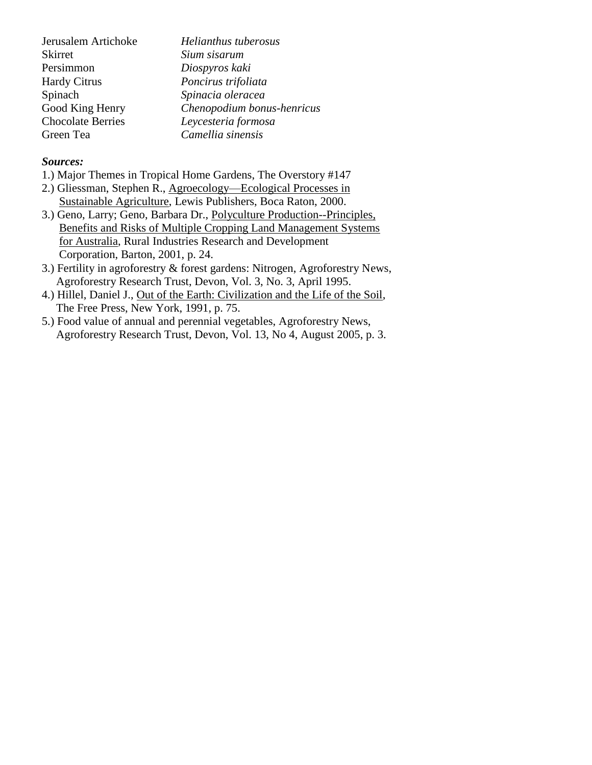| | |
|---|---|
| Jerusalem Artichoke | *Helianthus tuberosus* |
| Skirret | *Sium sisarum* |
| Persimmon | *Diospyros kaki* |
| Hardy Citrus | *Poncirus trifoliata* |
| Spinach | *Spinacia oleracea* |
| Good King Henry | *Chenopodium bonus-henricus* |
| Chocolate Berries | *Leycesteria formosa* |
| Green Tea | *Camellia sinensis* |

***Sources:***

1.) Major Themes in Tropical Home Gardens, The Overstory #147

2.) Gliessman, Stephen R., Agroecology—Ecological Processes in Sustainable Agriculture, Lewis Publishers, Boca Raton, 2000.

3.) Geno, Larry; Geno, Barbara Dr., Polyculture Production--Principles, Benefits and Risks of Multiple Cropping Land Management Systems for Australia, Rural Industries Research and Development Corporation, Barton, 2001, p. 24.

3.) Fertility in agroforestry & forest gardens: Nitrogen, Agroforestry News, Agroforestry Research Trust, Devon, Vol. 3, No. 3, April 1995.

4.) Hillel, Daniel J., Out of the Earth: Civilization and the Life of the Soil, The Free Press, New York, 1991, p. 75.

5.) Food value of annual and perennial vegetables, Agroforestry News, Agroforestry Research Trust, Devon, Vol. 13, No 4, August 2005, p. 3.